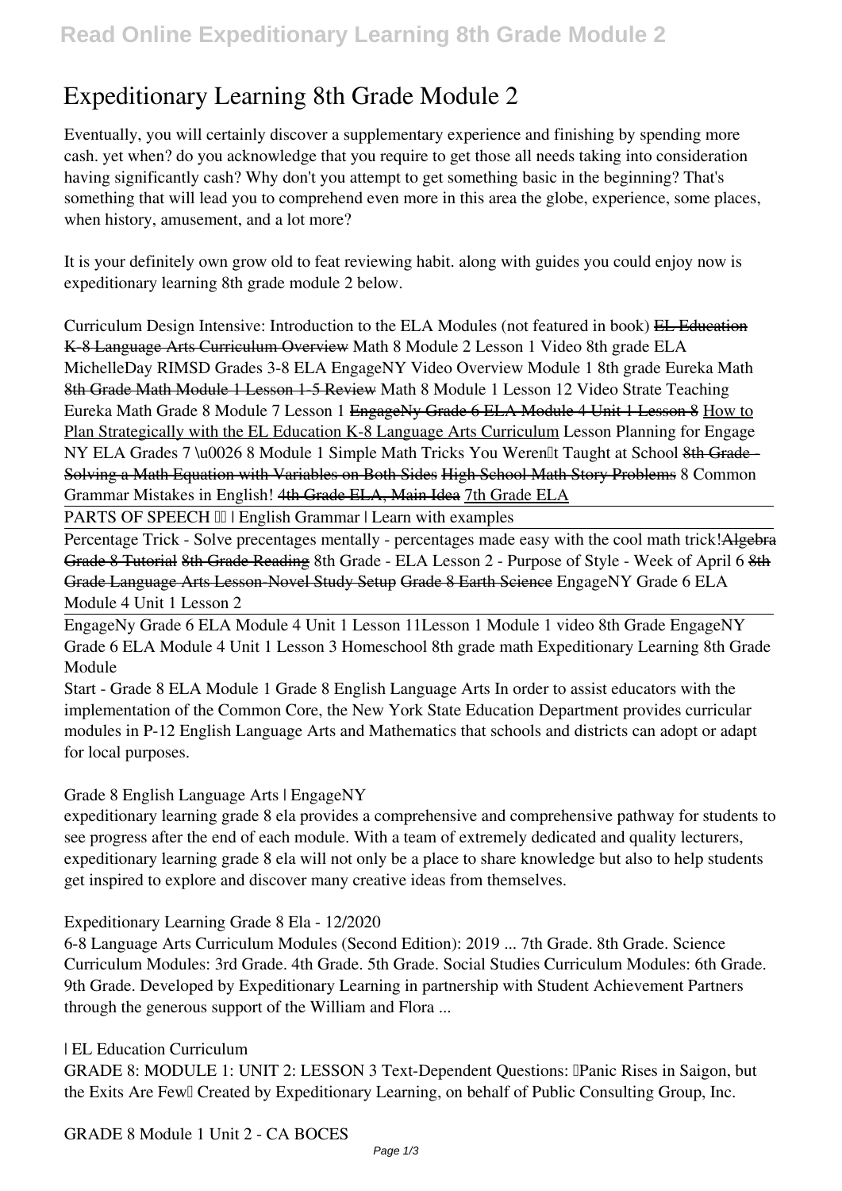# Expeditionary Learning 8th Grade Module 2

Eventually, you will certainly discover a supplementary experience and finishing by spending more cash. yet when? do you acknowledge that you require to get those all needs taking into consideration having significantly cash? Why don't you attempt to get something basic in the beginning? That's something that will lead you to comprehend even more in this area the globe, experience, some places, when history, amusement, and a lot more?

It is your definitely own grow old to feat reviewing habit. along with guides you could enjoy now is expeditionary learning 8th grade module 2 below.

*Curriculum Design Intensive: Introduction to the ELA Modules (not featured in book)* ~~EL Education K-8 Language Arts Curriculum Overview~~ *Math 8 Module 2 Lesson 1 Video 8th grade ELA MichelleDay RIMSD Grades 3-8 ELA EngageNY Video Overview Module 1 8th grade Eureka Math* ~~8th Grade Math Module 1 Lesson 1-5 Review~~ *Math 8 Module 1 Lesson 12 Video Strate Teaching Eureka Math Grade 8 Module 7 Lesson 1* ~~EngageNy Grade 6 ELA Module 4 Unit 1 Lesson 8~~ How to Plan Strategically with the EL Education K-8 Language Arts Curriculum *Lesson Planning for Engage NY ELA Grades 7 \u0026 8 Module 1 Simple Math Tricks You Weren't Taught at School* ~~8th Grade - Solving a Math Equation with Variables on Both Sides~~ ~~High School Math Story Problems~~ *8 Common Grammar Mistakes in English!* ~~4th Grade ELA, Main Idea~~ ~~7th Grade ELA~~

~~PARTS OF SPEECH | English Grammar | Learn with examples~~

Percentage Trick - Solve precentages mentally - percentages made easy with the cool math trick!~~Algebra Grade 8 Tutorial~~ ~~8th Grade Reading~~ *8th Grade - ELA Lesson 2 - Purpose of Style - Week of April 6* ~~8th Grade Language Arts Lesson-Novel Study Setup~~ ~~Grade 8 Earth Science~~ *EngageNY Grade 6 ELA Module 4 Unit 1 Lesson 2*

EngageNy Grade 6 ELA Module 4 Unit 1 Lesson 11*Lesson 1 Module 1 video 8th Grade EngageNY Grade 6 ELA Module 4 Unit 1 Lesson 3 Homeschool 8th grade math* **Expeditionary Learning 8th Grade Module**

Start - Grade 8 ELA Module 1 Grade 8 English Language Arts In order to assist educators with the implementation of the Common Core, the New York State Education Department provides curricular modules in P-12 English Language Arts and Mathematics that schools and districts can adopt or adapt for local purposes.

**Grade 8 English Language Arts | EngageNY**

expeditionary learning grade 8 ela provides a comprehensive and comprehensive pathway for students to see progress after the end of each module. With a team of extremely dedicated and quality lecturers, expeditionary learning grade 8 ela will not only be a place to share knowledge but also to help students get inspired to explore and discover many creative ideas from themselves.

**Expeditionary Learning Grade 8 Ela - 12/2020**

6-8 Language Arts Curriculum Modules (Second Edition): 2019 ... 7th Grade. 8th Grade. Science Curriculum Modules: 3rd Grade. 4th Grade. 5th Grade. Social Studies Curriculum Modules: 6th Grade. 9th Grade. Developed by Expeditionary Learning in partnership with Student Achievement Partners through the generous support of the William and Flora ...

**| EL Education Curriculum**

GRADE 8: MODULE 1: UNIT 2: LESSON 3 Text-Dependent Questions: "Panic Rises in Saigon, but the Exits Are Few" Created by Expeditionary Learning, on behalf of Public Consulting Group, Inc.

**GRADE 8 Module 1 Unit 2 - CA BOCES**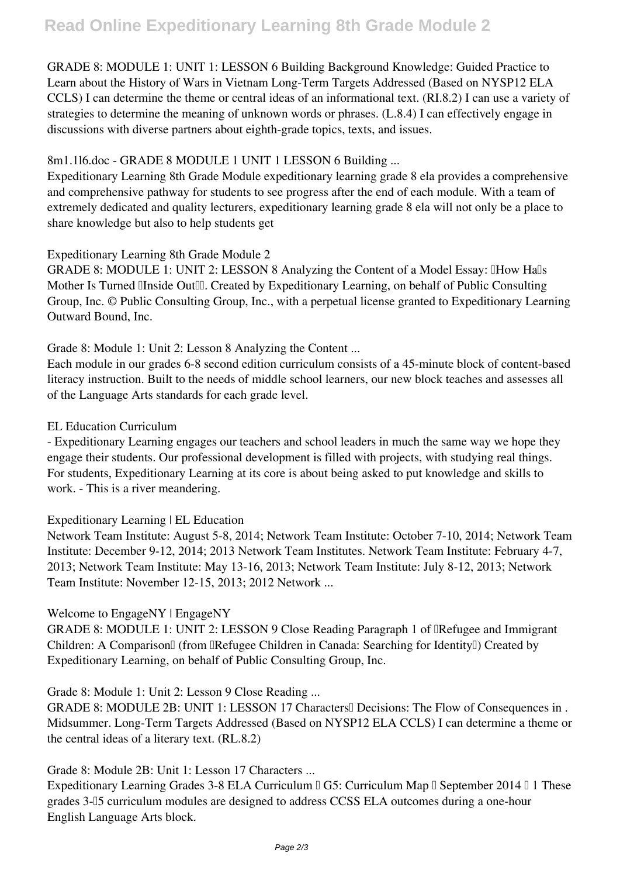GRADE 8: MODULE 1: UNIT 1: LESSON 6 Building Background Knowledge: Guided Practice to Learn about the History of Wars in Vietnam Long-Term Targets Addressed (Based on NYSP12 ELA CCLS) I can determine the theme or central ideas of an informational text. (RI.8.2) I can use a variety of strategies to determine the meaning of unknown words or phrases. (L.8.4) I can effectively engage in discussions with diverse partners about eighth-grade topics, texts, and issues.

**8m1.1l6.doc - GRADE 8 MODULE 1 UNIT 1 LESSON 6 Building ...**

Expeditionary Learning 8th Grade Module expeditionary learning grade 8 ela provides a comprehensive and comprehensive pathway for students to see progress after the end of each module. With a team of extremely dedicated and quality lecturers, expeditionary learning grade 8 ela will not only be a place to share knowledge but also to help students get

**Expeditionary Learning 8th Grade Module 2**

GRADE 8: MODULE 1: UNIT 2: LESSON 8 Analyzing the Content of a Model Essay: "How Ha's Mother Is Turned "Inside Out"". Created by Expeditionary Learning, on behalf of Public Consulting Group, Inc. © Public Consulting Group, Inc., with a perpetual license granted to Expeditionary Learning Outward Bound, Inc.

**Grade 8: Module 1: Unit 2: Lesson 8 Analyzing the Content ...**

Each module in our grades 6-8 second edition curriculum consists of a 45-minute block of content-based literacy instruction. Built to the needs of middle school learners, our new block teaches and assesses all of the Language Arts standards for each grade level.

**EL Education Curriculum**

- Expeditionary Learning engages our teachers and school leaders in much the same way we hope they engage their students. Our professional development is filled with projects, with studying real things. For students, Expeditionary Learning at its core is about being asked to put knowledge and skills to work. - This is a river meandering.

**Expeditionary Learning | EL Education**

Network Team Institute: August 5-8, 2014; Network Team Institute: October 7-10, 2014; Network Team Institute: December 9-12, 2014; 2013 Network Team Institutes. Network Team Institute: February 4-7, 2013; Network Team Institute: May 13-16, 2013; Network Team Institute: July 8-12, 2013; Network Team Institute: November 12-15, 2013; 2012 Network ...

**Welcome to EngageNY | EngageNY**

GRADE 8: MODULE 1: UNIT 2: LESSON 9 Close Reading Paragraph 1 of "Refugee and Immigrant Children: A Comparison" (from "Refugee Children in Canada: Searching for Identity") Created by Expeditionary Learning, on behalf of Public Consulting Group, Inc.

**Grade 8: Module 1: Unit 2: Lesson 9 Close Reading ...**

GRADE 8: MODULE 2B: UNIT 1: LESSON 17 Characters' Decisions: The Flow of Consequences in . Midsummer. Long-Term Targets Addressed (Based on NYSP12 ELA CCLS) I can determine a theme or the central ideas of a literary text. (RL.8.2)

**Grade 8: Module 2B: Unit 1: Lesson 17 Characters ...**

Expeditionary Learning Grades 3-8 ELA Curriculum – G5: Curriculum Map – September 2014 – 1 These grades 3-–5 curriculum modules are designed to address CCSS ELA outcomes during a one-hour English Language Arts block.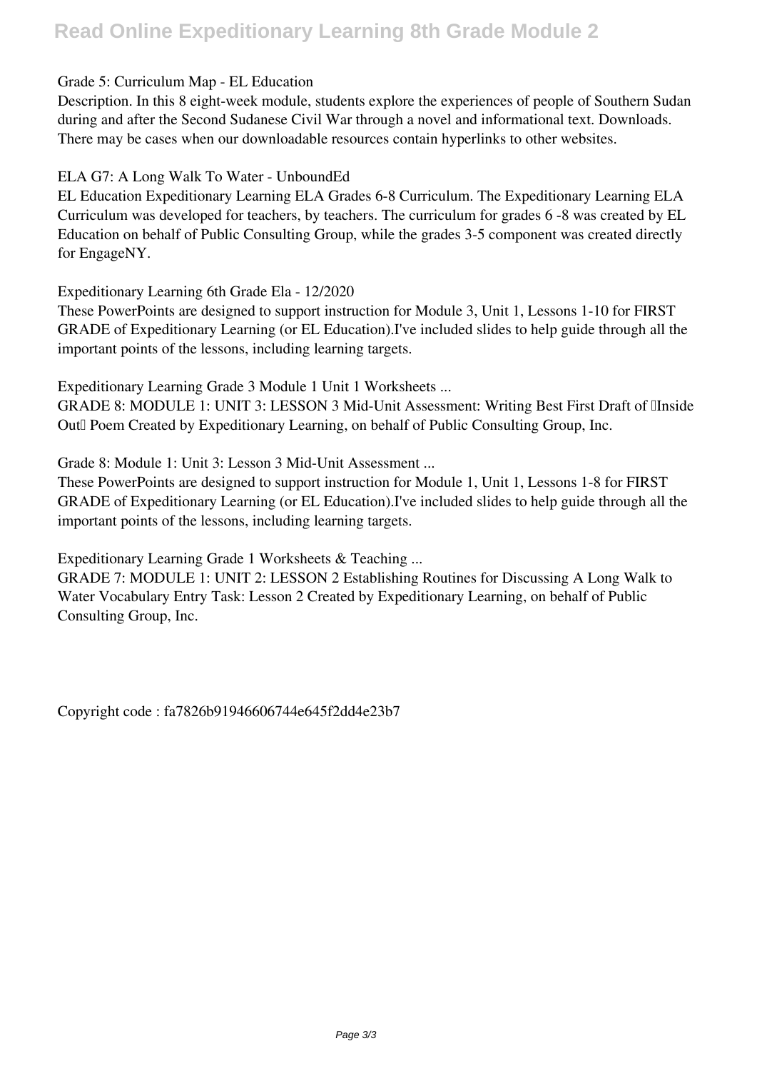**Grade 5: Curriculum Map - EL Education**

Description. In this 8 eight-week module, students explore the experiences of people of Southern Sudan during and after the Second Sudanese Civil War through a novel and informational text. Downloads. There may be cases when our downloadable resources contain hyperlinks to other websites.

**ELA G7: A Long Walk To Water - UnboundEd**

EL Education Expeditionary Learning ELA Grades 6-8 Curriculum. The Expeditionary Learning ELA Curriculum was developed for teachers, by teachers. The curriculum for grades 6 -8 was created by EL Education on behalf of Public Consulting Group, while the grades 3-5 component was created directly for EngageNY.

**Expeditionary Learning 6th Grade Ela - 12/2020**

These PowerPoints are designed to support instruction for Module 3, Unit 1, Lessons 1-10 for FIRST GRADE of Expeditionary Learning (or EL Education).I've included slides to help guide through all the important points of the lessons, including learning targets.

**Expeditionary Learning Grade 3 Module 1 Unit 1 Worksheets ...**

GRADE 8: MODULE 1: UNIT 3: LESSON 3 Mid-Unit Assessment: Writing Best First Draft of "Inside Out" Poem Created by Expeditionary Learning, on behalf of Public Consulting Group, Inc.

**Grade 8: Module 1: Unit 3: Lesson 3 Mid-Unit Assessment ...**

These PowerPoints are designed to support instruction for Module 1, Unit 1, Lessons 1-8 for FIRST GRADE of Expeditionary Learning (or EL Education).I've included slides to help guide through all the important points of the lessons, including learning targets.

**Expeditionary Learning Grade 1 Worksheets & Teaching ...**

GRADE 7: MODULE 1: UNIT 2: LESSON 2 Establishing Routines for Discussing A Long Walk to Water Vocabulary Entry Task: Lesson 2 Created by Expeditionary Learning, on behalf of Public Consulting Group, Inc.

Copyright code : fa7826b91946606744e645f2dd4e23b7